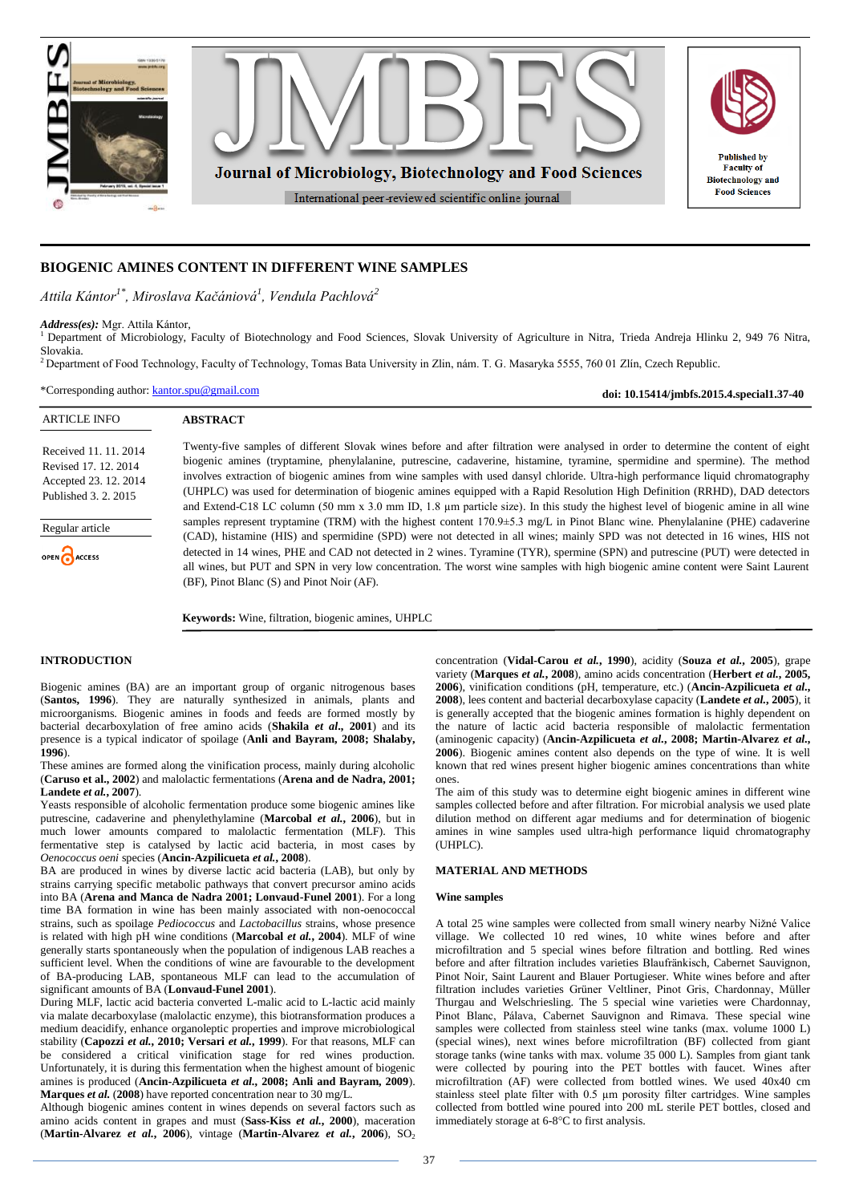# BIOGENIC AMINES CONTENT IN DIFFERENT WINE SAMPLES

*Attila Kántor[1*], Miroslava Kačániová[1], Vendula Pachlová[2]*

***Address(es):*** Mgr. Attila Kántor,

[1] Department of Microbiology, Faculty of Biotechnology and Food Sciences, Slovak University of Agriculture in Nitra, Trieda Andreja Hlinku 2, 949 76 Nitra, Slovakia.

[2] Department of Food Technology, Faculty of Technology, Tomas Bata University in Zlin, nám. T. G. Masaryka 5555, 760 01 Zlín, Czech Republic.

*Corresponding author: kantor.spu@gmail.com

**doi: 10.15414/jmbfs.2015.4.special1.37-40**

ARTICLE INFO

Received 11. 11. 2014
Revised 17. 12. 2014
Accepted 23. 12. 2014
Published 3. 2. 2015

Regular article

OPEN ACCESS

## ABSTRACT

Twenty-five samples of different Slovak wines before and after filtration were analysed in order to determine the content of eight biogenic amines (tryptamine, phenylalanine, putrescine, cadaverine, histamine, tyramine, spermidine and spermine). The method involves extraction of biogenic amines from wine samples with used dansyl chloride. Ultra-high performance liquid chromatography (UHPLC) was used for determination of biogenic amines equipped with a Rapid Resolution High Definition (RRHD), DAD detectors and Extend-C18 LC column (50 mm x 3.0 mm ID, 1.8 µm particle size). In this study the highest level of biogenic amine in all wine samples represent tryptamine (TRM) with the highest content 170.9±5.3 mg/L in Pinot Blanc wine. Phenylalanine (PHE) cadaverine (CAD), histamine (HIS) and spermidine (SPD) were not detected in all wines; mainly SPD was not detected in 16 wines, HIS not detected in 14 wines, PHE and CAD not detected in 2 wines. Tyramine (TYR), spermine (SPN) and putrescine (PUT) were detected in all wines, but PUT and SPN in very low concentration. The worst wine samples with high biogenic amine content were Saint Laurent (BF), Pinot Blanc (S) and Pinot Noir (AF).

**Keywords:** Wine, filtration, biogenic amines, UHPLC

## INTRODUCTION

Biogenic amines (BA) are an important group of organic nitrogenous bases (**Santos, 1996**). They are naturally synthesized in animals, plants and microorganisms. Biogenic amines in foods and feeds are formed mostly by bacterial decarboxylation of free amino acids (**Shakila *et al.*, 2001**) and its presence is a typical indicator of spoilage (**Anli and Bayram, 2008; Shalaby, 1996**).

These amines are formed along the vinification process, mainly during alcoholic (**Caruso et al., 2002**) and malolactic fermentations (**Arena and de Nadra, 2001; Landete et *al.*, 2007**).

Yeasts responsible of alcoholic fermentation produce some biogenic amines like putrescine, cadaverine and phenylethylamine (**Marcobal *et al.*, 2006**), but in much lower amounts compared to malolactic fermentation (MLF). This fermentative step is catalysed by lactic acid bacteria, in most cases by *Oenococcus oeni* species (**Ancin-Azpilicueta *et al.*, 2008**).

BA are produced in wines by diverse lactic acid bacteria (LAB), but only by strains carrying specific metabolic pathways that convert precursor amino acids into BA (**Arena and Manca de Nadra 2001; Lonvaud-Funel 2001**). For a long time BA formation in wine has been mainly associated with non-oenococcal strains, such as spoilage *Pediococcus* and *Lactobacillus* strains, whose presence is related with high pH wine conditions (**Marcobal *et al.*, 2004**). MLF of wine generally starts spontaneously when the population of indigenous LAB reaches a sufficient level. When the conditions of wine are favourable to the development of BA-producing LAB, spontaneous MLF can lead to the accumulation of significant amounts of BA (**Lonvaud-Funel 2001**).

During MLF, lactic acid bacteria converted L-malic acid to L-lactic acid mainly via malate decarboxylase (malolactic enzyme), this biotransformation produces a medium deacidify, enhance organoleptic properties and improve microbiological stability (**Capozzi *et al.*, 2010; Versari *et al.*, 1999**). For that reasons, MLF can be considered a critical vinification stage for red wines production. Unfortunately, it is during this fermentation when the highest amount of biogenic amines is produced (**Ancin-Azpilicueta *et al.*, 2008; Anli and Bayram, 2009**). **Marques *et al.* (2008)** have reported concentration near to 30 mg/L.

Although biogenic amines content in wines depends on several factors such as amino acids content in grapes and must (**Sass-Kiss *et al.*, 2000**), maceration (**Martin-Alvarez *et al.*, 2006**), vintage (**Martin-Alvarez *et al.*, 2006**), $SO_2$ concentration (**Vidal-Carou *et al.*, 1990**), acidity (**Souza *et al.*, 2005**), grape variety (**Marques *et al.*, 2008**), amino acids concentration (**Herbert *et al.*, 2005, 2006**), vinification conditions (pH, temperature, etc.) (**Ancin-Azpilicueta *et al.*, 2008**), lees content and bacterial decarboxylase capacity (**Landete *et al.*, 2005**), it is generally accepted that the biogenic amines formation is highly dependent on the nature of lactic acid bacteria responsible of malolactic fermentation (aminogenic capacity) (**Ancin-Azpilicueta *et al.*, 2008; Martin-Alvarez *et al.*, 2006**). Biogenic amines content also depends on the type of wine. It is well known that red wines present higher biogenic amines concentrations than white ones.

The aim of this study was to determine eight biogenic amines in different wine samples collected before and after filtration. For microbial analysis we used plate dilution method on different agar mediums and for determination of biogenic amines in wine samples used ultra-high performance liquid chromatography (UHPLC).

## MATERIAL AND METHODS

### Wine samples

A total 25 wine samples were collected from small winery nearby Nižné Valice village. We collected 10 red wines, 10 white wines before and after microfiltration and 5 special wines before filtration and bottling. Red wines before and after filtration includes varieties Blaufränkisch, Cabernet Sauvignon, Pinot Noir, Saint Laurent and Blauer Portugieser. White wines before and after filtration includes varieties Grüner Veltliner, Pinot Gris, Chardonnay, Müller Thurgau and Welschriesling. The 5 special wine varieties were Chardonnay, Pinot Blanc, Pálava, Cabernet Sauvignon and Rimava. These special wine samples were collected from stainless steel wine tanks (max. volume 1000 L) (special wines), next wines before microfiltration (BF) collected from giant storage tanks (wine tanks with max. volume 35 000 L). Samples from giant tank were collected by pouring into the PET bottles with faucet. Wines after microfiltration (AF) were collected from bottled wines. We used 40x40 cm stainless steel plate filter with 0.5 µm porosity filter cartridges. Wine samples collected from bottled wine poured into 200 mL sterile PET bottles, closed and immediately storage at 6-8°C to first analysis.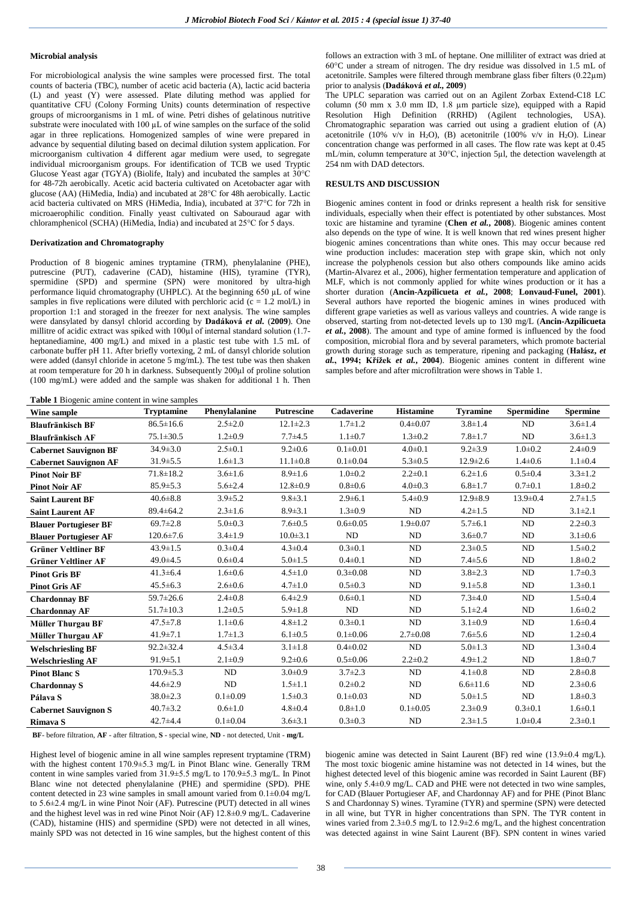### Microbial analysis

For microbiological analysis the wine samples were processed first. The total counts of bacteria (TBC), number of acetic acid bacteria (A), lactic acid bacteria (L) and yeast (Y) were assessed. Plate diluting method was applied for quantitative CFU (Colony Forming Units) counts determination of respective groups of microorganisms in 1 mL of wine. Petri dishes of gelatinous nutritive substrate were inoculated with 100 µL of wine samples on the surface of the solid agar in three replications. Homogenized samples of wine were prepared in advance by sequential diluting based on decimal dilution system application. For microorganism cultivation 4 different agar medium were used, to segregate individual microorganism groups. For identification of TCB we used Tryptic Glucose Yeast agar (TGYA) (Biolife, Italy) and incubated the samples at 30°C for 48-72h aerobically. Acetic acid bacteria cultivated on Acetobacter agar with glucose (AA) (HiMedia, India) and incubated at 28°C for 48h aerobically. Lactic acid bacteria cultivated on MRS (HiMedia, India), incubated at 37°C for 72h in microaerophilic condition. Finally yeast cultivated on Sabouraud agar with chloramphenicol (SCHA) (HiMedia, India) and incubated at 25°C for 5 days.

### Derivatization and Chromatography

Production of 8 biogenic amines tryptamine (TRM), phenylalanine (PHE), putrescine (PUT), cadaverine (CAD), histamine (HIS), tyramine (TYR), spermidine (SPD) and spermine (SPN) were monitored by ultra-high performance liquid chromatography (UHPLC). At the beginning 650 µL of wine samples in five replications were diluted with perchloric acid (c = 1.2 mol/L) in proportion 1:1 and storaged in the freezer for next analysis. The wine samples were dansylated by dansyl chlorid according by **Dadáková *et al.* (2009)**. One millitre of acidic extract was spiked with 100µl of internal standard solution (1.7-heptanediamine, 400 mg/L) and mixed in a plastic test tube with 1.5 mL of carbonate buffer pH 11. After briefly vortexing, 2 mL of dansyl chloride solution were added (dansyl chloride in acetone 5 mg/mL). The test tube was then shaken at room temperature for 20 h in darkness. Subsequently 200µl of proline solution (100 mg/mL) were added and the sample was shaken for additional 1 h. Then follows an extraction with 3 mL of heptane. One milliliter of extract was dried at 60°C under a stream of nitrogen. The dry residue was dissolved in 1.5 mL of acetonitrile. Samples were filtered through membrane glass fiber filters (0.22µm) prior to analysis (**Dadáková *et al.*, 2009**)

The UPLC separation was carried out on an Agilent Zorbax Extend-C18 LC column (50 mm x 3.0 mm ID, 1.8 µm particle size), equipped with a Rapid Resolution High Definition (RRHD) (Agilent technologies, USA). Chromatographic separation was carried out using a gradient elution of (A) acetonitrile (10% v/v in $H_2O$), (B) acetonitrile (100% v/v in $H_2O$). Linear concentration change was performed in all cases. The flow rate was kept at 0.45 mL/min, column temperature at 30°C, injection 5µl, the detection wavelength at 254 nm with DAD detectors.

## RESULTS AND DISCUSSION

Biogenic amines content in food or drinks represent a health risk for sensitive individuals, especially when their effect is potentiated by other substances. Most toxic are histamine and tyramine (**Chen *et al.*, 2008**). Biogenic amines content also depends on the type of wine. It is well known that red wines present higher biogenic amines concentrations than white ones. This may occur because red wine production includes: maceration step with grape skin, which not only increase the polyphenols cession but also others compounds like amino acids (Martin-Alvarez et al., 2006), higher fermentation temperature and application of MLF, which is not commonly applied for white wines production or it has a shorter duration (**Ancin-Azpilicueta *et al.*, 2008**; **Lonvaud-Funel, 2001**). Several authors have reported the biogenic amines in wines produced with different grape varieties as well as various valleys and countries. A wide range is observed, starting from not-detected levels up to 130 mg/L (**Ancin-Azpilicueta *et al.*, 2008**). The amount and type of amine formed is influenced by the food composition, microbial flora and by several parameters, which promote bacterial growth during storage such as temperature, ripening and packaging (**Halász, *et al.*, 1994; Křížek *et al.*, 2004**). Biogenic amines content in different wine samples before and after microfiltration were shows in Table 1.

**Table 1** Biogenic amine content in wine samples

| Wine sample | Tryptamine | Phenylalanine | Putrescine | Cadaverine | Histamine | Tyramine | Spermidine | Spermine |
|---|---|---|---|---|---|---|---|---|
| **Blaufränkisch BF** | 86.5±16.6 | 2.5±2.0 | 12.1±2.3 | 1.7±1.2 | 0.4±0.07 | 3.8±1.4 | ND | 3.6±1.4 |
| **Blaufränkisch AF** | 75.1±30.5 | 1.2±0.9 | 7.7±4.5 | 1.1±0.7 | 1.3±0.2 | 7.8±1.7 | ND | 3.6±1.3 |
| **Cabernet Sauvignon BF** | 34.9±3.0 | 2.5±0.1 | 9.2±0.6 | 0.1±0.01 | 4.0±0.1 | 9.2±3.9 | 1.0±0.2 | 2.4±0.9 |
| **Cabernet Sauvignon AF** | 31.9±5.5 | 1.6±1.3 | 11.1±0.8 | 0.1±0.04 | 5.3±0.5 | 12.9±2.6 | 1.4±0.6 | 1.1±0.4 |
| **Pinot Noir BF** | 71.8±18.2 | 3.6±1.6 | 8.9±1.6 | 1.0±0.2 | 2.2±0.1 | 6.2±1.6 | 0.5±0.4 | 3.3±1.2 |
| **Pinot Noir AF** | 85.9±5.3 | 5.6±2.4 | 12.8±0.9 | 0.8±0.6 | 4.0±0.3 | 6.8±1.7 | 0.7±0.1 | 1.8±0.2 |
| **Saint Laurent BF** | 40.6±8.8 | 3.9±5.2 | 9.8±3.1 | 2.9±6.1 | 5.4±0.9 | 12.9±8.9 | 13.9±0.4 | 2.7±1.5 |
| **Saint Laurent AF** | 89.4±64.2 | 2.3±1.6 | 8.9±3.1 | 1.3±0.9 | ND | 4.2±1.5 | ND | 3.1±2.1 |
| **Blauer Portugieser BF** | 69.7±2.8 | 5.0±0.3 | 7.6±0.5 | 0.6±0.05 | 1.9±0.07 | 5.7±6.1 | ND | 2.2±0.3 |
| **Blauer Portugieser AF** | 120.6±7.6 | 3.4±1.9 | 10.0±3.1 | ND | ND | 3.6±0.7 | ND | 3.1±0.6 |
| **Grüner Veltliner BF** | 43.9±1.5 | 0.3±0.4 | 4.3±0.4 | 0.3±0.1 | ND | 2.3±0.5 | ND | 1.5±0.2 |
| **Grüner Veltliner AF** | 49.0±4.5 | 0.6±0.4 | 5.0±1.5 | 0.4±0.1 | ND | 7.4±5.6 | ND | 1.8±0.2 |
| **Pinot Gris BF** | 41.3±6.4 | 1.6±0.6 | 4.5±1.0 | 0.3±0.08 | ND | 3.8±2.3 | ND | 1.7±0.3 |
| **Pinot Gris AF** | 45.5±6.3 | 2.6±0.6 | 4.7±1.0 | 0.5±0.3 | ND | 9.1±5.8 | ND | 1.3±0.1 |
| **Chardonnay BF** | 59.7±26.6 | 2.4±0.8 | 6.4±2.9 | 0.6±0.1 | ND | 7.3±4.0 | ND | 1.5±0.4 |
| **Chardonnay AF** | 51.7±10.3 | 1.2±0.5 | 5.9±1.8 | ND | ND | 5.1±2.4 | ND | 1.6±0.2 |
| **Müller Thurgau BF** | 47.5±7.8 | 1.1±0.6 | 4.8±1.2 | 0.3±0.1 | ND | 3.1±0.9 | ND | 1.6±0.4 |
| **Müller Thurgau AF** | 41.9±7.1 | 1.7±1.3 | 6.1±0.5 | 0.1±0.06 | 2.7±0.08 | 7.6±5.6 | ND | 1.2±0.4 |
| **Welschriesling BF** | 92.2±32.4 | 4.5±3.4 | 3.1±1.8 | 0.4±0.02 | ND | 5.0±1.3 | ND | 1.3±0.4 |
| **Welschriesling AF** | 91.9±5.1 | 2.1±0.9 | 9.2±0.6 | 0.5±0.06 | 2.2±0.2 | 4.9±1.2 | ND | 1.8±0.7 |
| **Pinot Blanc S** | 170.9±5.3 | ND | 3.0±0.9 | 3.7±2.3 | ND | 4.1±0.8 | ND | 2.8±0.8 |
| **Chardonnay S** | 44.6±2.9 | ND | 1.5±1.1 | 0.2±0.2 | ND | 6.6±11.6 | ND | 2.3±0.6 |
| **Pálava S** | 38.0±2.3 | 0.1±0.09 | 1.5±0.3 | 0.1±0.03 | ND | 5.0±1.5 | ND | 1.8±0.3 |
| **Cabernet Sauvignon S** | 40.7±3.2 | 0.6±1.0 | 4.8±0.4 | 0.8±1.0 | 0.1±0.05 | 2.3±0.9 | 0.3±0.1 | 1.6±0.1 |
| **Rimava S** | 42.7±4.4 | 0.1±0.04 | 3.6±3.1 | 0.3±0.3 | ND | 2.3±1.5 | 1.0±0.4 | 2.3±0.1 |

**BF**- before filtration, **AF** - after filtration, **S** - special wine, **ND** - not detected, Unit - **mg/L**

Highest level of biogenic amine in all wine samples represent tryptamine (TRM) with the highest content 170.9±5.3 mg/L in Pinot Blanc wine. Generally TRM content in wine samples varied from 31.9±5.5 mg/L to 170.9±5.3 mg/L. In Pinot Blanc wine not detected phenylalanine (PHE) and spermidine (SPD). PHE content detected in 23 wine samples in small amount varied from 0.1±0.04 mg/L to 5.6±2.4 mg/L in wine Pinot Noir (AF). Putrescine (PUT) detected in all wines and the highest level was in red wine Pinot Noir (AF) 12.8±0.9 mg/L. Cadaverine (CAD), histamine (HIS) and spermidine (SPD) were not detected in all wines, mainly SPD was not detected in 16 wine samples, but the highest content of this biogenic amine was detected in Saint Laurent (BF) red wine (13.9±0.4 mg/L). The most toxic biogenic amine histamine was not detected in 14 wines, but the highest detected level of this biogenic amine was recorded in Saint Laurent (BF) wine, only 5.4±0.9 mg/L. CAD and PHE were not detected in two wine samples, for CAD (Blauer Portugieser AF, and Chardonnay AF) and for PHE (Pinot Blanc S and Chardonnay S) wines. Tyramine (TYR) and spermine (SPN) were detected in all wine, but TYR in higher concentrations than SPN. The TYR content in wines varied from 2.3±0.5 mg/L to 12.9±2.6 mg/L, and the highest concentration was detected against in wine Saint Laurent (BF). SPN content in wines varied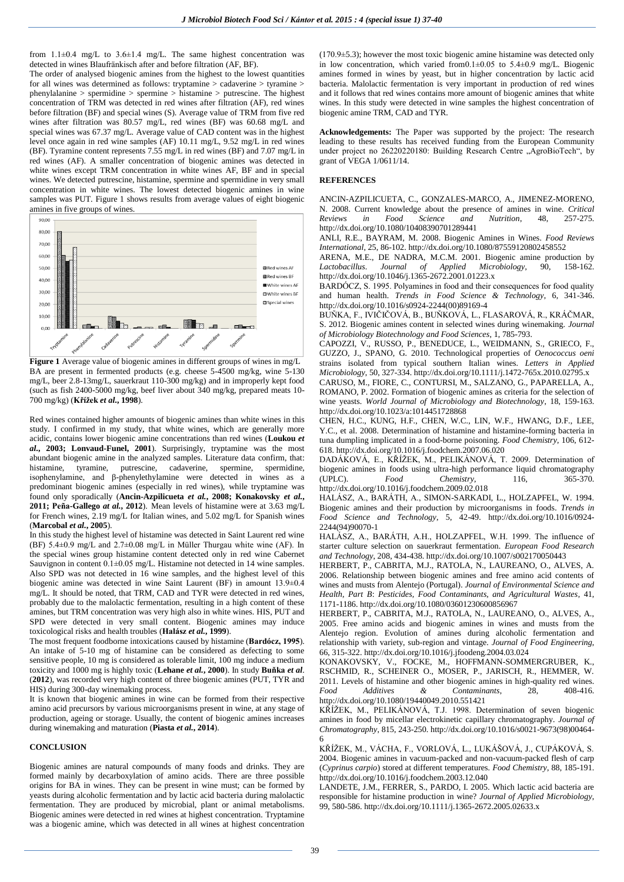from 1.1±0.4 mg/L to 3.6±1.4 mg/L. The same highest concentration was detected in wines Blaufränkisch after and before filtration (AF, BF).

The order of analysed biogenic amines from the highest to the lowest quantities for all wines was determined as follows: tryptamine > cadaverine > tyramine > phenylalanine > spermidine > spermine > histamine > putrescine. The highest concentration of TRM was detected in red wines after filtration (AF), red wines before filtration (BF) and special wines (S). Average value of TRM from five red wines after filtration was 80.57 mg/L, red wines (BF) was 60.68 mg/L and special wines was 67.37 mg/L. Average value of CAD content was in the highest level once again in red wine samples (AF) 10.11 mg/L, 9.52 mg/L in red wines (BF). Tyramine content represents 7.55 mg/L in red wines (BF) and 7.07 mg/L in red wines (AF). A smaller concentration of biogenic amines was detected in white wines except TRM concentration in white wines AF, BF and in special wines. We detected putrescine, histamine, spermine and spermidine in very small concentration in white wines. The lowest detected biogenic amines in wine samples was PUT. Figure 1 shows results from average values of eight biogenic amines in five groups of wines.

**Figure 1** Average value of biogenic amines in different groups of wines in mg/L

BA are present in fermented products (e.g. cheese 5-4500 mg/kg, wine 5-130 mg/L, beer 2.8-13mg/L, sauerkraut 110-300 mg/kg) and in improperly kept food (such as fish 2400-5000 mg/kg, beef liver about 340 mg/kg, prepared meats 10-700 mg/kg) (**Křížek *et al.*, 1998**).

Red wines contained higher amounts of biogenic amines than white wines in this study. I confirmed in my study, that white wines, which are generally more acidic, contains lower biogenic amine concentrations than red wines (**Loukou *et al.*, 2003; Lonvaud-Funel, 2001**). Surprisingly, tryptamine was the most abundant biogenic amine in the analyzed samples. Literature data confirm, that: histamine, tyramine, putrescine, cadaverine, spermine, spermidine, isophenylamine, and β-phenylethylamine were detected in wines as a predominant biogenic amines (especially in red wines), while tryptamine was found only sporadically (**Ancin-Azpilicueta *et al.*, 2008; Konakovsky *et al.*, 2011; Peña-Gallego *at al.*, 2012**). Mean levels of histamine were at 3.63 mg/L for French wines, 2.19 mg/L for Italian wines, and 5.02 mg/L for Spanish wines (**Marcobal *et al.*, 2005**).

In this study the highest level of histamine was detected in Saint Laurent red wine (BF) 5.4±0.9 mg/L and 2.7±0.08 mg/L in Müller Thurgau white wine (AF). In the special wines group histamine content detected only in red wine Cabernet Sauvignon in content 0.1±0.05 mg/L. Histamine not detected in 14 wine samples. Also SPD was not detected in 16 wine samples, and the highest level of this biogenic amine was detected in wine Saint Laurent (BF) in amount 13.9±0.4 mg/L. It should be noted, that TRM, CAD and TYR were detected in red wines, probably due to the malolactic fermentation, resulting in a high content of these amines, but TRM concentration was very high also in white wines. HIS, PUT and SPD were detected in very small content. Biogenic amines may induce toxicological risks and health troubles (**Halász *et al.*, 1999**).

The most frequent foodborne intoxications caused by histamine (**Bardócz, 1995**). An intake of 5-10 mg of histamine can be considered as defecting to some sensitive people, 10 mg is considered as tolerable limit, 100 mg induce a medium toxicity and 1000 mg is highly toxic (**Lehane *et al.*, 2000**). In study **Buňka *et al*.** (**2012**), was recorded very high content of three biogenic amines (PUT, TYR and HIS) during 300-day winemaking process.

It is known that biogenic amines in wine can be formed from their respective amino acid precursors by various microorganisms present in wine, at any stage of production, ageing or storage. Usually, the content of biogenic amines increases during winemaking and maturation (**Piasta *et al.*, 2014**).

## CONCLUSION

Biogenic amines are natural compounds of many foods and drinks. They are formed mainly by decarboxylation of amino acids. There are three possible origins for BA in wines. They can be present in wine must; can be formed by yeasts during alcoholic fermentation and by lactic acid bacteria during malolactic fermentation. They are produced by microbial, plant or animal metabolisms. Biogenic amines were detected in red wines at highest concentration. Tryptamine was a biogenic amine, which was detected in all wines at highest concentration (170.9±5.3); however the most toxic biogenic amine histamine was detected only in low concentration, which varied from0.1±0.05 to 5.4±0.9 mg/L. Biogenic amines formed in wines by yeast, but in higher concentration by lactic acid bacteria. Malolactic fermentation is very important in production of red wines and it follows that red wines contains more amount of biogenic amines that white wines. In this study were detected in wine samples the highest concentration of biogenic amine TRM, CAD and TYR.

**Acknowledgements:** The Paper was supported by the project: The research leading to these results has received funding from the European Community under project no 26220220180: Building Research Centre „AgroBioTech", by grant of VEGA 1/0611/14.

## REFERENCES

ANCIN-AZPILICUETA, C., GONZALES-MARCO, A., JIMENEZ-MORENO, N. 2008. Current knowledge about the presence of amines in wine. *Critical Reviews in Food Science and Nutrition*, 48, 257-275. http://dx.doi.org/10.1080/10408390701289441

ANLI, R.E., BAYRAM, M. 2008. Biogenic Amines in Wines. *Food Reviews International*, 25, 86-102. http://dx.doi.org/10.1080/87559120802458552

ARENA, M.E., DE NADRA, M.C.M. 2001. Biogenic amine production by *Lactobacillus*. *Journal of Applied Microbiology*, 90, 158-162. http://dx.doi.org/10.1046/j.1365-2672.2001.01223.x

BARDÓCZ, S. 1995. Polyamines in food and their consequences for food quality and human health. *Trends in Food Science & Technology*, 6, 341-346. http://dx.doi.org/10.1016/s0924-2244(00)89169-4

BUŇKA, F., IVIČIČOVÁ, B., BUŇKOVÁ, L., FLASAROVÁ, R., KRÁČMAR, S. 2012. Biogenic amines content in selected wines during winemaking. *Journal of Microbiology Biotechnology and Food Sciences*, 1, 785-793.

CAPOZZI, V., RUSSO, P., BENEDUCE, L., WEIDMANN, S., GRIECO, F., GUZZO, J., SPANO, G. 2010. Technological properties of *Oenococcus oeni* strains isolated from typical southern Italian wines. *Letters in Applied Microbiology*, 50, 327-334. http://dx.doi.org/10.1111/j.1472-765x.2010.02795.x

CARUSO, M., FIORE, C., CONTURSI, M., SALZANO, G., PAPARELLA, A., ROMANO, P. 2002. Formation of biogenic amines as criteria for the selection of wine yeasts. *World Journal of Microbiology and Biotechnology*, 18, 159-163. http://dx.doi.org/10.1023/a:1014451728868

CHEN, H.C., KUNG, H.F., CHEN, W.C., LIN, W.F., HWANG, D.F., LEE, Y.C., et al. 2008. Determination of histamine and histamine-forming bacteria in tuna dumpling implicated in a food-borne poisoning. *Food Chemistry*, 106, 612-618. http://dx.doi.org/10.1016/j.foodchem.2007.06.020

DADÁKOVÁ, E., KŘÍŽEK, M., PELIKÁNOVÁ, T. 2009. Determination of biogenic amines in foods using ultra-high performance liquid chromatography (UPLC). *Food Chemistry*, 116, 365-370. http://dx.doi.org/10.1016/j.foodchem.2009.02.018

HALÁSZ, A., BARÁTH, A., SIMON-SARKADI, L., HOLZAPFEL, W. 1994. Biogenic amines and their production by microorganisms in foods. *Trends in Food Science and Technology*, 5, 42-49. http://dx.doi.org/10.1016/0924-2244(94)90070-1

HALÁSZ, A., BARÁTH, A.H., HOLZAPFEL, W.H. 1999. The influence of starter culture selection on sauerkraut fermentation. *European Food Research and Technology*, 208, 434-438. http://dx.doi.org/10.1007/s002170050443

HERBERT, P., CABRITA, M.J., RATOLA, N., LAUREANO, O., ALVES, A. 2006. Relationship between biogenic amines and free amino acid contents of wines and musts from Alentejo (Portugal). *Journal of Environmental Science and Health, Part B: Pesticides, Food Contaminants, and Agricultural Wastes*, 41, 1171-1186. http://dx.doi.org/10.1080/03601230600856967

HERBERT, P., CABRITA, M.J., RATOLA, N., LAUREANO, O., ALVES, A. 2005. Free amino acids and biogenic amines in wines and musts from the Alentejo region. Evolution of amines during alcoholic fermentation and relationship with variety, sub-region and vintage. *Journal of Food Engineering*, 66, 315-322. http://dx.doi.org/10.1016/j.jfoodeng.2004.03.024

KONAKOVSKY, V., FOCKE, M., HOFFMANN-SOMMERGRUBER, K., RSCHMID, R., SCHEINER O., MOSER, P., JARISCH, R., HEMMER, W. 2011. Levels of histamine and other biogenic amines in high-quality red wines. *Food Additives & Contaminants*, 28, 408-416. http://dx.doi.org/10.1080/19440049.2010.551421

KŘÍŽEK, M., PELIKÁNOVÁ, T.J. 1998. Determination of seven biogenic amines in food by micellar electrokinetic capillary chromatography. *Journal of Chromatography*, 815, 243-250. http://dx.doi.org/10.1016/s0021-9673(98)00464-6

KŘÍŽEK, M., VÁCHA, F., VORLOVÁ, L., LUKÁŠOVÁ, J., CUPÁKOVÁ, S. 2004. Biogenic amines in vacuum-packed and non-vacuum-packed flesh of carp (*Cyprinus carpio*) stored at different temperatures. *Food Chemistry*, 88, 185-191. http://dx.doi.org/10.1016/j.foodchem.2003.12.040

LANDETE, J.M., FERRER, S., PARDO, I. 2005. Which lactic acid bacteria are responsible for histamine production in wine? *Journal of Applied Microbiology*, 99, 580-586. http://dx.doi.org/10.1111/j.1365-2672.2005.02633.x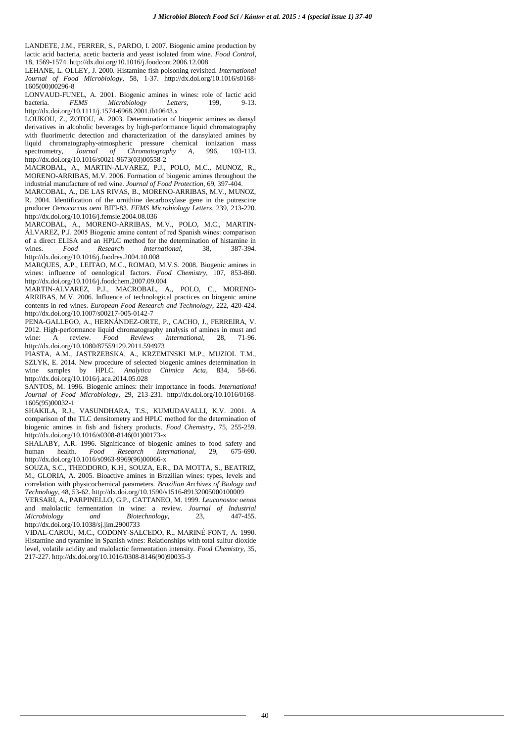LANDETE, J.M., FERRER, S., PARDO, I. 2007. Biogenic amine production by lactic acid bacteria, acetic bacteria and yeast isolated from wine. *Food Control*, 18, 1569-1574. http://dx.doi.org/10.1016/j.foodcont.2006.12.008

LEHANE, L. OLLEY, J. 2000. Histamine fish poisoning revisited. *International Journal of Food Microbiology*, 58, 1-37. http://dx.doi.org/10.1016/s0168-1605(00)00296-8

LONVAUD-FUNEL, A. 2001. Biogenic amines in wines: role of lactic acid bacteria. *FEMS Microbiology Letters*, 199, 9-13. http://dx.doi.org/10.1111/j.1574-6968.2001.tb10643.x

LOUKOU, Z., ZOTOU, A. 2003. Determination of biogenic amines as dansyl derivatives in alcoholic beverages by high-performance liquid chromatography with fluorimetric detection and characterization of the dansylated amines by liquid chromatography-atmospheric pressure chemical ionization mass spectrometry, *Journal of Chromatography A*, 996, 103-113. http://dx.doi.org/10.1016/s0021-9673(03)00558-2

MACROBAL, A., MARTIN-ALVAREZ, P.J., POLO, M.C., MUNOZ, R., MORENO-ARRIBAS, M.V. 2006. Formation of biogenic amines throughout the industrial manufacture of red wine. *Journal of Food Protection*, 69, 397-404.

MARCOBAL, A., DE LAS RIVAS, B., MORENO-ARRIBAS, M.V., MUNOZ, R. 2004. Identification of the ornithine decarboxylase gene in the putrescine producer *Oenococcus oeni* BIFI-83. *FEMS Microbiology Letters*, 239, 213-220. http://dx.doi.org/10.1016/j.femsle.2004.08.036

MARCOBAL, A., MORENO-ARRIBAS, M.V., POLO, M.C., MARTIN-ÁLVAREZ, P.J. 2005 Biogenic amine content of red Spanish wines: comparison of a direct ELISA and an HPLC method for the determination of histamine in wines. *Food Research International*, 38, 387-394. http://dx.doi.org/10.1016/j.foodres.2004.10.008

MARQUES, A.P., LEITAO, M.C., ROMAO, M.V.S. 2008. Biogenic amines in wines: influence of oenological factors. *Food Chemistry*, 107, 853-860. http://dx.doi.org/10.1016/j.foodchem.2007.09.004

MARTIN-ALVAREZ, P.J., MACROBAL, A., POLO, C., MORENO-ARRIBAS, M.V. 2006. Influence of technological practices on biogenic amine contents in red wines. *European Food Research and Technology*, 222, 420-424. http://dx.doi.org/10.1007/s00217-005-0142-7

PENA-GALLEGO, A., HERNÁNDEZ-ORTE, P., CACHO, J., FERREIRA, V. 2012. High-performance liquid chromatography analysis of amines in must and wine: A review. *Food Reviews International*, 28, 71-96. http://dx.doi.org/10.1080/87559129.2011.594973

PIASTA, A.M., JASTRZEBSKA, A., KRZEMINSKI M.P., MUZIOL T.M., SZLYK, E. 2014. New procedure of selected biogenic amines determination in wine samples by HPLC. *Analytica Chimica Acta*, 834, 58-66. http://dx.doi.org/10.1016/j.aca.2014.05.028

SANTOS, M. 1996. Biogenic amines: their importance in foods. *International Journal of Food Microbiology*, 29, 213-231. http://dx.doi.org/10.1016/0168-1605(95)00032-1

SHAKILA, R.J., VASUNDHARA, T.S., KUMUDAVALLI, K.V. 2001. A comparison of the TLC densitometry and HPLC method for the determination of biogenic amines in fish and fishery products. *Food Chemistry*, 75, 255-259. http://dx.doi.org/10.1016/s0308-8146(01)00173-x

SHALABY, A.R. 1996. Significance of biogenic amines to food safety and human health. *Food Research International*, 29, 675-690. http://dx.doi.org/10.1016/s0963-9969(96)00066-x

SOUZA, S.C., THEODORO, K.H., SOUZA, E.R., DA MOTTA, S., BEATRIZ, M., GLORIA, A. 2005. Bioactive amines in Brazilian wines: types, levels and correlation with physicochemical parameters. *Brazilian Archives of Biology and Technology*, 48, 53-62. http://dx.doi.org/10.1590/s1516-89132005000100009

VERSARI, A., PARPINELLO, G.P., CATTANEO, M. 1999. *Leuconostoc oenos* and malolactic fermentation in wine: a review. *Journal of Industrial Microbiology and Biotechnology*, 23, 447-455. http://dx.doi.org/10.1038/sj.jim.2900733

VIDAL-CAROU, M.C., CODONY-SALCEDO, R., MARINÉ-FONT, A. 1990. Histamine and tyramine in Spanish wines: Relationships with total sulfur dioxide level, volatile acidity and malolactic fermentation intensity. *Food Chemistry*, 35, 217-227. http://dx.doi.org/10.1016/0308-8146(90)90035-3